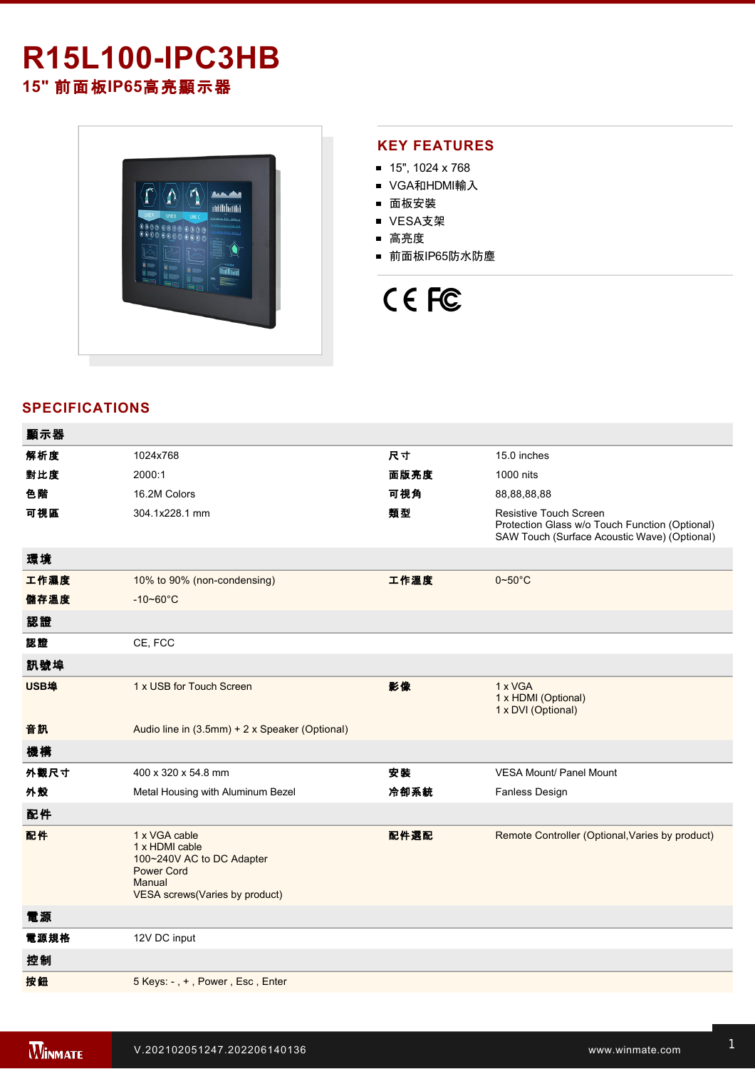# R15L100-IPC3HB

## 15" 前面板IP65高亮顯示器

## KEY FEATURES

- 15", 1024 x 768
- VGA和HDMI輸入
- 面板安裝
- VESA支架
- 高亮度
- 前面板IP65防水防塵

## SPECIFICATIONS

| 顯示器 | | | |
|---|---|---|---|
| 解析度 | 1024x768 | 尺寸 | 15.0 inches |
| 對比度 | 2000:1 | 面版亮度 | 1000 nits |
| 色階 | 16.2M Colors | 可視角 | 88,88,88,88 |
| 可視區 | 304.1x228.1 mm | 類型 | Resistive Touch Screen<br>Protection Glass w/o Touch Function (Optional)<br>SAW Touch (Surface Acoustic Wave) (Optional) |
| **環境** | | | |
| 工作濕度 | 10% to 90% (non-condensing) | 工作溫度 | 0~50°C |
| 儲存溫度 | -10~60°C | | |
| **認證** | | | |
| 認證 | CE, FCC | | |
| **訊號埠** | | | |
| USB埠 | 1 x USB for Touch Screen | 影像 | 1 x VGA<br>1 x HDMI (Optional)<br>1 x DVI (Optional) |
| 音訊 | Audio line in (3.5mm) + 2 x Speaker (Optional) | | |
| **機構** | | | |
| 外觀尺寸 | 400 x 320 x 54.8 mm | 安裝 | VESA Mount/ Panel Mount |
| 外殼 | Metal Housing with Aluminum Bezel | 冷卻系統 | Fanless Design |
| **配件** | | | |
| 配件 | 1 x VGA cable<br>1 x HDMI cable<br>100~240V AC to DC Adapter<br>Power Cord<br>Manual<br>VESA screws(Varies by product) | 配件選配 | Remote Controller (Optional,Varies by product) |
| **電源** | | | |
| 電源規格 | 12V DC input | | |
| **控制** | | | |
| 按鈕 | 5 Keys: - , + , Power , Esc , Enter | | |

V.202102051247.202206140136

www.winmate.com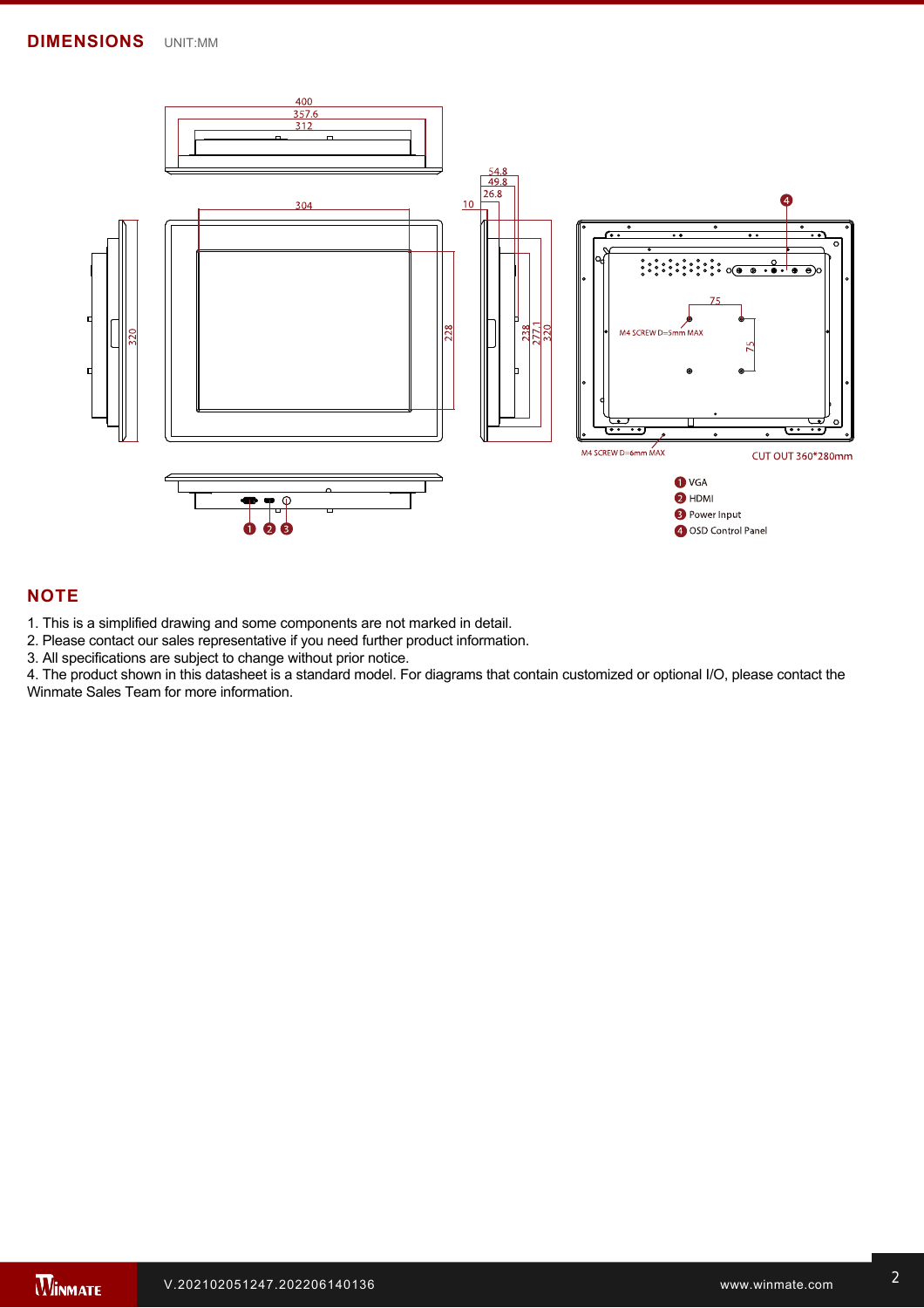## DIMENSIONS UNIT:MM

400
357.6
312
304
228
320
54.8
49.8
26.8
10
228
277.1
320
75
75
M4 SCREW D=5mm MAX
M4 SCREW D=6mm MAX
CUT OUT 360*280mm

1 VGA
2 HDMI
3 Power Input
4 OSD Control Panel

## NOTE

1. This is a simplified drawing and some components are not marked in detail.
2. Please contact our sales representative if you need further product information.
3. All specifications are subject to change without prior notice.
4. The product shown in this datasheet is a standard model. For diagrams that contain customized or optional I/O, please contact the Winmate Sales Team for more information.